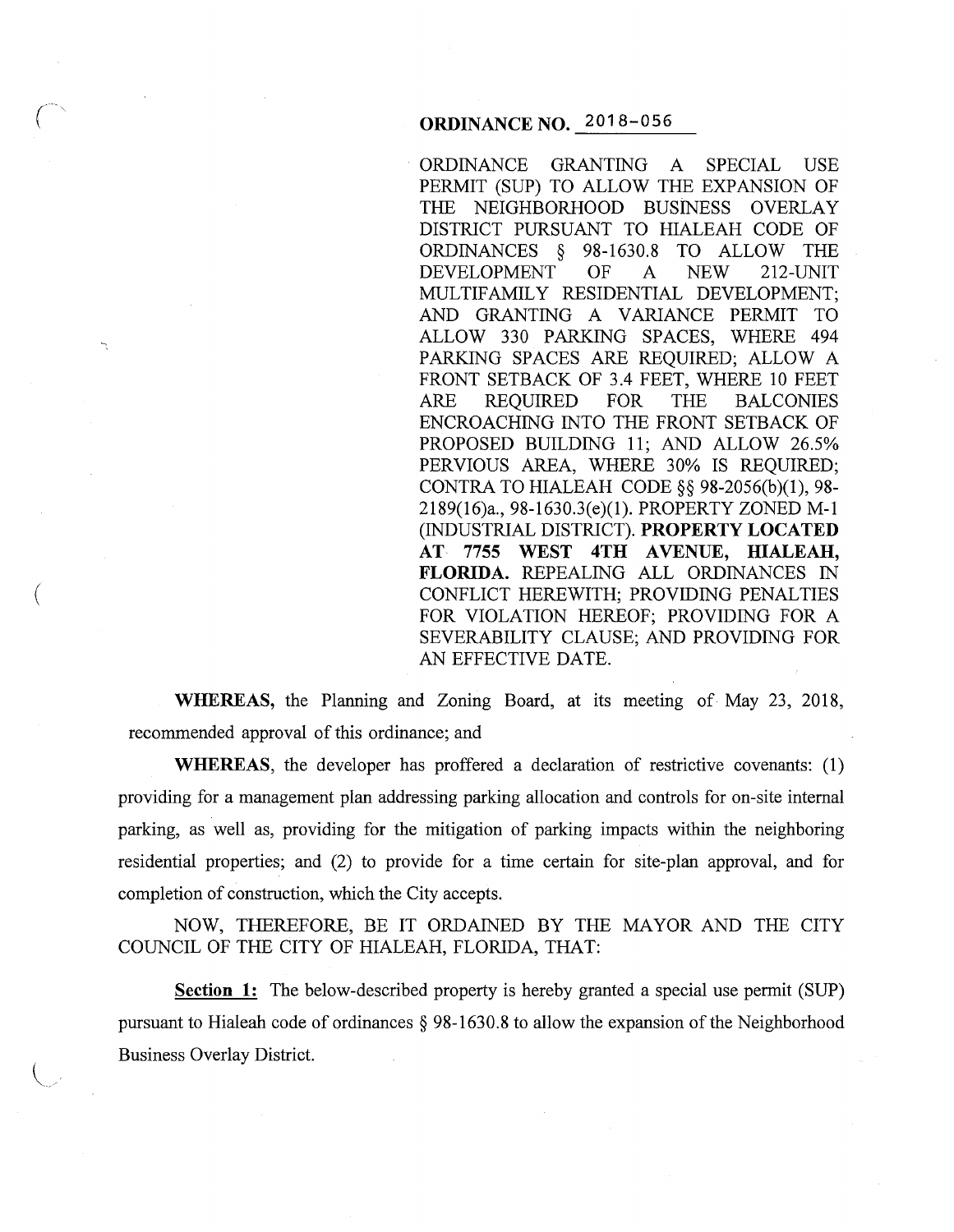**ORDINANCE NO. 2018-056**

ORDINANCE GRANTING A SPECIAL USE PERMIT (SUP) TO ALLOW THE EXPANSION OF THE NEIGHBORHOOD BUSINESS OVERLAY DISTRICT PURSUANT TO HIALEAH CODE OF ORDINANCES § 98-1630.8 TO ALLOW THE DEVELOPMENT OF A NEW 212-UNIT MULTIFAMILY RESIDENTIAL DEVELOPMENT; AND GRANTING A VARIANCE PERMIT TO ALLOW 330 PARKING SPACES, WHERE 494 PARKING SPACES ARE REQUIRED; ALLOW A FRONT SETBACK OF 3.4 FEET, WHERE 10 FEET ARE REQUIRED FOR THE BALCONIES ENCROACHING INTO THE FRONT SETBACK OF PROPOSED BUILDING 11; AND ALLOW 26.5% PERVIOUS AREA, WHERE 30% IS REQUIRED; CONTRA TO HIALEAH CODE §§ 98-2056(b)(1), 98-2189(16)a., 98-1630.3(e)(1). PROPERTY ZONED M-1 (INDUSTRIAL DISTRICT). **PROPERTY LOCATED AT 7755 WEST 4TH AVENUE, HIALEAH, FLORIDA.** REPEALING ALL ORDINANCES IN CONFLICT HEREWITH; PROVIDING PENALTIES FOR VIOLATION HEREOF; PROVIDING FOR A SEVERABILITY CLAUSE; AND PROVIDING FOR AN EFFECTIVE DATE.

**WHEREAS,** the Planning and Zoning Board, at its meeting of May 23, 2018, recommended approval of this ordinance; and

**WHEREAS,** the developer has proffered a declaration of restrictive covenants: (1) providing for a management plan addressing parking allocation and controls for on-site internal parking, as well as, providing for the mitigation of parking impacts within the neighboring residential properties; and (2) to provide for a time certain for site-plan approval, and for completion of construction, which the City accepts.

NOW, THEREFORE, BE IT ORDAINED BY THE MAYOR AND THE CITY COUNCIL OF THE CITY OF HIALEAH, FLORIDA, THAT:

**Section 1:** The below-described property is hereby granted a special use permit (SUP) pursuant to Hialeah code of ordinances § 98-1630.8 to allow the expansion of the Neighborhood Business Overlay District.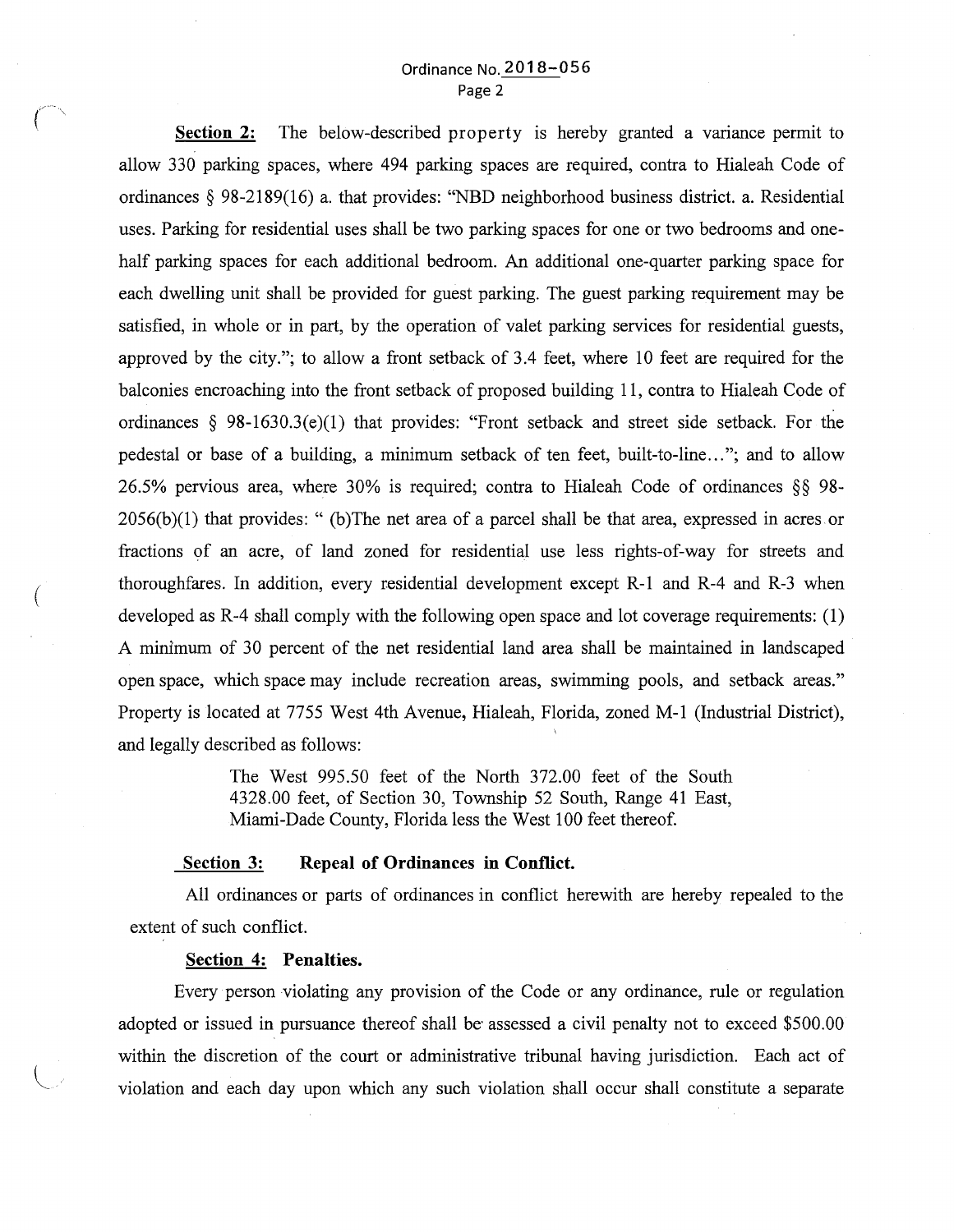**Section 2:** The below-described property is hereby granted a variance permit to allow 330 parking spaces, where 494 parking spaces are required, contra to Hialeah Code of ordinances § 98-2189(16) a. that provides: "NBD neighborhood business district. a. Residential uses. Parking for residential uses shall be two parking spaces for one or two bedrooms and one-half parking spaces for each additional bedroom. An additional one-quarter parking space for each dwelling unit shall be provided for guest parking. The guest parking requirement may be satisfied, in whole or in part, by the operation of valet parking services for residential guests, approved by the city."; to allow a front setback of 3.4 feet, where 10 feet are required for the balconies encroaching into the front setback of proposed building 11, contra to Hialeah Code of ordinances § 98-1630.3(e)(1) that provides: "Front setback and street side setback. For the pedestal or base of a building, a minimum setback of ten feet, built-to-line..."; and to allow 26.5% pervious area, where 30% is required; contra to Hialeah Code of ordinances §§ 98-2056(b)(1) that provides: " (b)The net area of a parcel shall be that area, expressed in acres or fractions of an acre, of land zoned for residential use less rights-of-way for streets and thoroughfares. In addition, every residential development except R-1 and R-4 and R-3 when developed as R-4 shall comply with the following open space and lot coverage requirements: (1) A minimum of 30 percent of the net residential land area shall be maintained in landscaped open space, which space may include recreation areas, swimming pools, and setback areas." Property is located at 7755 West 4th Avenue, Hialeah, Florida, zoned M-1 (Industrial District), and legally described as follows:

> The West 995.50 feet of the North 372.00 feet of the South 4328.00 feet, of Section 30, Township 52 South, Range 41 East, Miami-Dade County, Florida less the West 100 feet thereof.

**Section 3: Repeal of Ordinances in Conflict.**

All ordinances or parts of ordinances in conflict herewith are hereby repealed to the extent of such conflict.

**Section 4: Penalties.**

Every person violating any provision of the Code or any ordinance, rule or regulation adopted or issued in pursuance thereof shall be assessed a civil penalty not to exceed $500.00 within the discretion of the court or administrative tribunal having jurisdiction. Each act of violation and each day upon which any such violation shall occur shall constitute a separate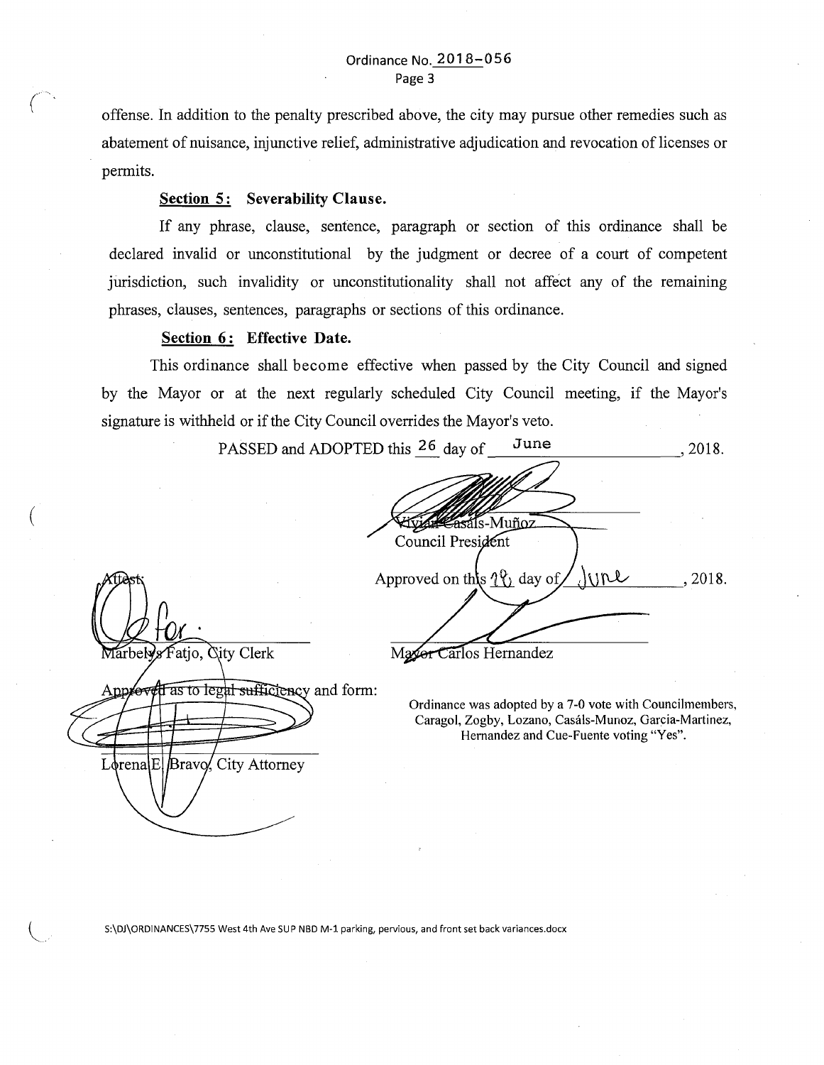offense. In addition to the penalty prescribed above, the city may pursue other remedies such as abatement of nuisance, injunctive relief, administrative adjudication and revocation of licenses or permits.

**Section 5: Severability Clause.**

If any phrase, clause, sentence, paragraph or section of this ordinance shall be declared invalid or unconstitutional by the judgment or decree of a court of competent jurisdiction, such invalidity or unconstitutionality shall not affect any of the remaining phrases, clauses, sentences, paragraphs or sections of this ordinance.

**Section 6: Effective Date.**

This ordinance shall become effective when passed by the City Council and signed by the Mayor or at the next regularly scheduled City Council meeting, if the Mayor's signature is withheld or if the City Council overrides the Mayor's veto.

PASSED and ADOPTED this 26 day of June, 2018.

Vivian Casáls-Muñoz
Council President

Approved on this 28 day of June, 2018.

Mayor Carlos Hernandez

Attest:

Marbelys Fatjo, City Clerk

Approved as to legal sufficiency and form:

Lorena E. Bravo, City Attorney

Ordinance was adopted by a 7-0 vote with Councilmembers, Caragol, Zogby, Lozano, Casáls-Munoz, Garcia-Martinez, Hernandez and Cue-Fuente voting "Yes".

S:\DJ\ORDINANCES\7755 West 4th Ave SUP NBD M-1 parking, pervious, and front set back variances.docx